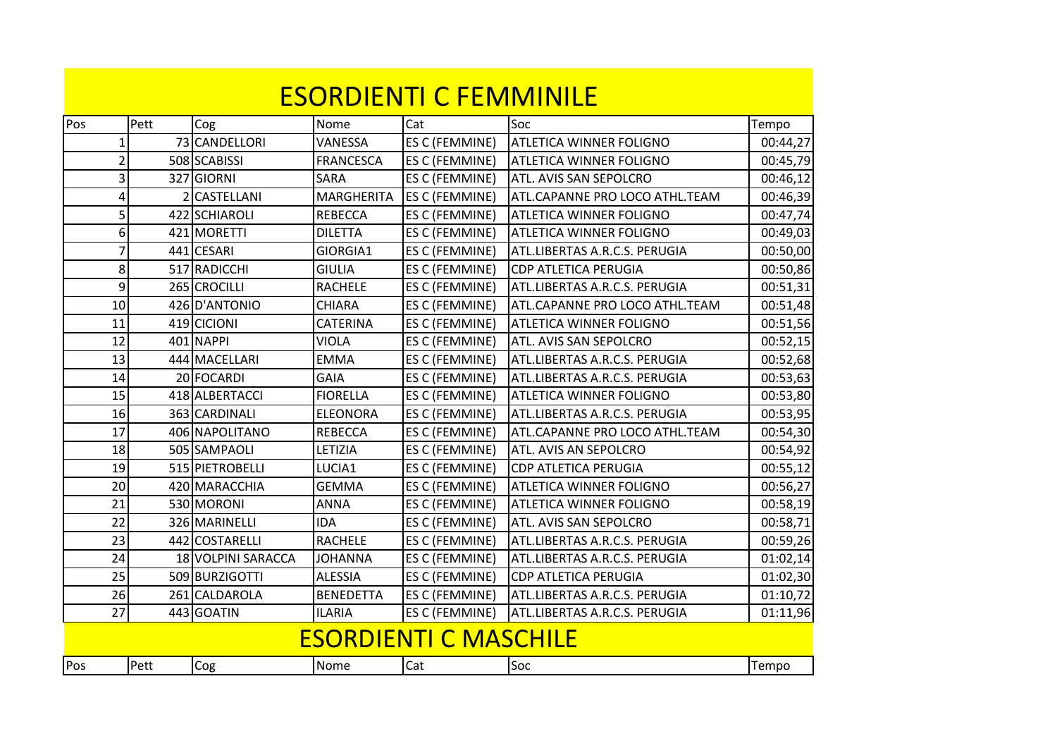## ESORDIENTI C FEMMINILE

| Pos | Pett | Cog | Nome | Cat | Soc | Tempo |
|---|---|---|---|---|---|---|
| 1 | 73 | CANDELLORI | VANESSA | ES C (FEMMINE) | ATLETICA WINNER FOLIGNO | 00:44,27 |
| 2 | 508 | SCABISSI | FRANCESCA | ES C (FEMMINE) | ATLETICA WINNER FOLIGNO | 00:45,79 |
| 3 | 327 | GIORNI | SARA | ES C (FEMMINE) | ATL. AVIS SAN SEPOLCRO | 00:46,12 |
| 4 | 2 | CASTELLANI | MARGHERITA | ES C (FEMMINE) | ATL.CAPANNE PRO LOCO ATHL.TEAM | 00:46,39 |
| 5 | 422 | SCHIAROLI | REBECCA | ES C (FEMMINE) | ATLETICA WINNER FOLIGNO | 00:47,74 |
| 6 | 421 | MORETTI | DILETTA | ES C (FEMMINE) | ATLETICA WINNER FOLIGNO | 00:49,03 |
| 7 | 441 | CESARI | GIORGIA1 | ES C (FEMMINE) | ATL.LIBERTAS A.R.C.S. PERUGIA | 00:50,00 |
| 8 | 517 | RADICCHI | GIULIA | ES C (FEMMINE) | CDP ATLETICA PERUGIA | 00:50,86 |
| 9 | 265 | CROCILLI | RACHELE | ES C (FEMMINE) | ATL.LIBERTAS A.R.C.S. PERUGIA | 00:51,31 |
| 10 | 426 | D'ANTONIO | CHIARA | ES C (FEMMINE) | ATL.CAPANNE PRO LOCO ATHL.TEAM | 00:51,48 |
| 11 | 419 | CICIONI | CATERINA | ES C (FEMMINE) | ATLETICA WINNER FOLIGNO | 00:51,56 |
| 12 | 401 | NAPPI | VIOLA | ES C (FEMMINE) | ATL. AVIS SAN SEPOLCRO | 00:52,15 |
| 13 | 444 | MACELLARI | EMMA | ES C (FEMMINE) | ATL.LIBERTAS A.R.C.S. PERUGIA | 00:52,68 |
| 14 | 20 | FOCARDI | GAIA | ES C (FEMMINE) | ATL.LIBERTAS A.R.C.S. PERUGIA | 00:53,63 |
| 15 | 418 | ALBERTACCI | FIORELLA | ES C (FEMMINE) | ATLETICA WINNER FOLIGNO | 00:53,80 |
| 16 | 363 | CARDINALI | ELEONORA | ES C (FEMMINE) | ATL.LIBERTAS A.R.C.S. PERUGIA | 00:53,95 |
| 17 | 406 | NAPOLITANO | REBECCA | ES C (FEMMINE) | ATL.CAPANNE PRO LOCO ATHL.TEAM | 00:54,30 |
| 18 | 505 | SAMPAOLI | LETIZIA | ES C (FEMMINE) | ATL. AVIS AN SEPOLCRO | 00:54,92 |
| 19 | 515 | PIETROBELLI | LUCIA1 | ES C (FEMMINE) | CDP ATLETICA PERUGIA | 00:55,12 |
| 20 | 420 | MARACCHIA | GEMMA | ES C (FEMMINE) | ATLETICA WINNER FOLIGNO | 00:56,27 |
| 21 | 530 | MORONI | ANNA | ES C (FEMMINE) | ATLETICA WINNER FOLIGNO | 00:58,19 |
| 22 | 326 | MARINELLI | IDA | ES C (FEMMINE) | ATL. AVIS SAN SEPOLCRO | 00:58,71 |
| 23 | 442 | COSTARELLI | RACHELE | ES C (FEMMINE) | ATL.LIBERTAS A.R.C.S. PERUGIA | 00:59,26 |
| 24 | 18 | VOLPINI SARACCA | JOHANNA | ES C (FEMMINE) | ATL.LIBERTAS A.R.C.S. PERUGIA | 01:02,14 |
| 25 | 509 | BURZIGOTTI | ALESSIA | ES C (FEMMINE) | CDP ATLETICA PERUGIA | 01:02,30 |
| 26 | 261 | CALDAROLA | BENEDETTA | ES C (FEMMINE) | ATL.LIBERTAS A.R.C.S. PERUGIA | 01:10,72 |
| 27 | 443 | GOATIN | ILARIA | ES C (FEMMINE) | ATL.LIBERTAS A.R.C.S. PERUGIA | 01:11,96 |

## ESORDIENTI C MASCHILE

| Pos | Pett | Cog | Nome | Cat | Soc | Tempo |
|---|---|---|---|---|---|---|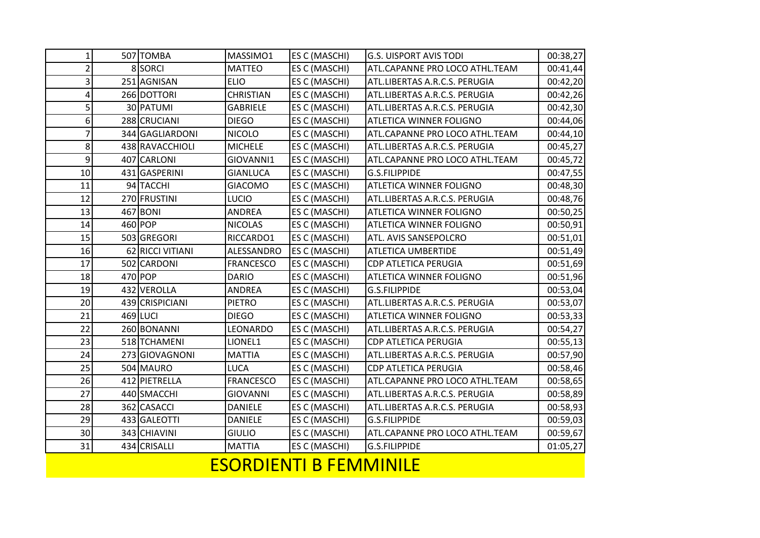| | | | | | | |
|---|---|---|---|---|---|---|
| 1 | 507 | TOMBA | MASSIMO1 | ES C (MASCHI) | G.S. UISPORT AVIS TODI | 00:38,27 |
| 2 | 8 | SORCI | MATTEO | ES C (MASCHI) | ATL.CAPANNE PRO LOCO ATHL.TEAM | 00:41,44 |
| 3 | 251 | AGNISAN | ELIO | ES C (MASCHI) | ATL.LIBERTAS A.R.C.S. PERUGIA | 00:42,20 |
| 4 | 266 | DOTTORI | CHRISTIAN | ES C (MASCHI) | ATL.LIBERTAS A.R.C.S. PERUGIA | 00:42,26 |
| 5 | 30 | PATUMI | GABRIELE | ES C (MASCHI) | ATL.LIBERTAS A.R.C.S. PERUGIA | 00:42,30 |
| 6 | 288 | CRUCIANI | DIEGO | ES C (MASCHI) | ATLETICA WINNER FOLIGNO | 00:44,06 |
| 7 | 344 | GAGLIARDONI | NICOLO | ES C (MASCHI) | ATL.CAPANNE PRO LOCO ATHL.TEAM | 00:44,10 |
| 8 | 438 | RAVACCHIOLI | MICHELE | ES C (MASCHI) | ATL.LIBERTAS A.R.C.S. PERUGIA | 00:45,27 |
| 9 | 407 | CARLONI | GIOVANNI1 | ES C (MASCHI) | ATL.CAPANNE PRO LOCO ATHL.TEAM | 00:45,72 |
| 10 | 431 | GASPERINI | GIANLUCA | ES C (MASCHI) | G.S.FILIPPIDE | 00:47,55 |
| 11 | 94 | TACCHI | GIACOMO | ES C (MASCHI) | ATLETICA WINNER FOLIGNO | 00:48,30 |
| 12 | 270 | FRUSTINI | LUCIO | ES C (MASCHI) | ATL.LIBERTAS A.R.C.S. PERUGIA | 00:48,76 |
| 13 | 467 | BONI | ANDREA | ES C (MASCHI) | ATLETICA WINNER FOLIGNO | 00:50,25 |
| 14 | 460 | POP | NICOLAS | ES C (MASCHI) | ATLETICA WINNER FOLIGNO | 00:50,91 |
| 15 | 503 | GREGORI | RICCARDO1 | ES C (MASCHI) | ATL. AVIS SANSEPOLCRO | 00:51,01 |
| 16 | 62 | RICCI VITIANI | ALESSANDRO | ES C (MASCHI) | ATLETICA UMBERTIDE | 00:51,49 |
| 17 | 502 | CARDONI | FRANCESCO | ES C (MASCHI) | CDP ATLETICA PERUGIA | 00:51,69 |
| 18 | 470 | POP | DARIO | ES C (MASCHI) | ATLETICA WINNER FOLIGNO | 00:51,96 |
| 19 | 432 | VEROLLA | ANDREA | ES C (MASCHI) | G.S.FILIPPIDE | 00:53,04 |
| 20 | 439 | CRISPICIANI | PIETRO | ES C (MASCHI) | ATL.LIBERTAS A.R.C.S. PERUGIA | 00:53,07 |
| 21 | 469 | LUCI | DIEGO | ES C (MASCHI) | ATLETICA WINNER FOLIGNO | 00:53,33 |
| 22 | 260 | BONANNI | LEONARDO | ES C (MASCHI) | ATL.LIBERTAS A.R.C.S. PERUGIA | 00:54,27 |
| 23 | 518 | TCHAMENI | LIONEL1 | ES C (MASCHI) | CDP ATLETICA PERUGIA | 00:55,13 |
| 24 | 273 | GIOVAGNONI | MATTIA | ES C (MASCHI) | ATL.LIBERTAS A.R.C.S. PERUGIA | 00:57,90 |
| 25 | 504 | MAURO | LUCA | ES C (MASCHI) | CDP ATLETICA PERUGIA | 00:58,46 |
| 26 | 412 | PIETRELLA | FRANCESCO | ES C (MASCHI) | ATL.CAPANNE PRO LOCO ATHL.TEAM | 00:58,65 |
| 27 | 440 | SMACCHI | GIOVANNI | ES C (MASCHI) | ATL.LIBERTAS A.R.C.S. PERUGIA | 00:58,89 |
| 28 | 362 | CASACCI | DANIELE | ES C (MASCHI) | ATL.LIBERTAS A.R.C.S. PERUGIA | 00:58,93 |
| 29 | 433 | GALEOTTI | DANIELE | ES C (MASCHI) | G.S.FILIPPIDE | 00:59,03 |
| 30 | 343 | CHIAVINI | GIULIO | ES C (MASCHI) | ATL.CAPANNE PRO LOCO ATHL.TEAM | 00:59,67 |
| 31 | 434 | CRISALLI | MATTIA | ES C (MASCHI) | G.S.FILIPPIDE | 01:05,27 |

## ESORDIENTI B FEMMINILE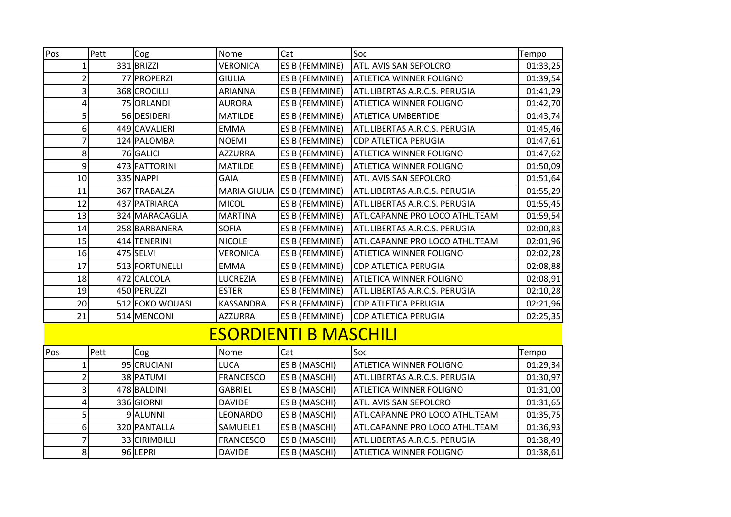| Pos | Pett | Cog | Nome | Cat | Soc | Tempo |
|---|---|---|---|---|---|---|
| 1 | 331 | BRIZZI | VERONICA | ES B (FEMMINE) | ATL. AVIS SAN SEPOLCRO | 01:33,25 |
| 2 | 77 | PROPERZI | GIULIA | ES B (FEMMINE) | ATLETICA WINNER FOLIGNO | 01:39,54 |
| 3 | 368 | CROCILLI | ARIANNA | ES B (FEMMINE) | ATL.LIBERTAS A.R.C.S. PERUGIA | 01:41,29 |
| 4 | 75 | ORLANDI | AURORA | ES B (FEMMINE) | ATLETICA WINNER FOLIGNO | 01:42,70 |
| 5 | 56 | DESIDERI | MATILDE | ES B (FEMMINE) | ATLETICA UMBERTIDE | 01:43,74 |
| 6 | 449 | CAVALIERI | EMMA | ES B (FEMMINE) | ATL.LIBERTAS A.R.C.S. PERUGIA | 01:45,46 |
| 7 | 124 | PALOMBA | NOEMI | ES B (FEMMINE) | CDP ATLETICA PERUGIA | 01:47,61 |
| 8 | 76 | GALICI | AZZURRA | ES B (FEMMINE) | ATLETICA WINNER FOLIGNO | 01:47,62 |
| 9 | 473 | FATTORINI | MATILDE | ES B (FEMMINE) | ATLETICA WINNER FOLIGNO | 01:50,09 |
| 10 | 335 | NAPPI | GAIA | ES B (FEMMINE) | ATL. AVIS SAN SEPOLCRO | 01:51,64 |
| 11 | 367 | TRABALZA | MARIA GIULIA | ES B (FEMMINE) | ATL.LIBERTAS A.R.C.S. PERUGIA | 01:55,29 |
| 12 | 437 | PATRIARCA | MICOL | ES B (FEMMINE) | ATL.LIBERTAS A.R.C.S. PERUGIA | 01:55,45 |
| 13 | 324 | MARACAGLIA | MARTINA | ES B (FEMMINE) | ATL.CAPANNE PRO LOCO ATHL.TEAM | 01:59,54 |
| 14 | 258 | BARBANERA | SOFIA | ES B (FEMMINE) | ATL.LIBERTAS A.R.C.S. PERUGIA | 02:00,83 |
| 15 | 414 | TENERINI | NICOLE | ES B (FEMMINE) | ATL.CAPANNE PRO LOCO ATHL.TEAM | 02:01,96 |
| 16 | 475 | SELVI | VERONICA | ES B (FEMMINE) | ATLETICA WINNER FOLIGNO | 02:02,28 |
| 17 | 513 | FORTUNELLI | EMMA | ES B (FEMMINE) | CDP ATLETICA PERUGIA | 02:08,88 |
| 18 | 472 | CALCOLA | LUCREZIA | ES B (FEMMINE) | ATLETICA WINNER FOLIGNO | 02:08,91 |
| 19 | 450 | PERUZZI | ESTER | ES B (FEMMINE) | ATL.LIBERTAS A.R.C.S. PERUGIA | 02:10,28 |
| 20 | 512 | FOKO WOUASI | KASSANDRA | ES B (FEMMINE) | CDP ATLETICA PERUGIA | 02:21,96 |
| 21 | 514 | MENCONI | AZZURRA | ES B (FEMMINE) | CDP ATLETICA PERUGIA | 02:25,35 |

# ESORDIENTI B MASCHILI

| Pos | Pett | Cog | Nome | Cat | Soc | Tempo |
|---|---|---|---|---|---|---|
| 1 | 95 | CRUCIANI | LUCA | ES B (MASCHI) | ATLETICA WINNER FOLIGNO | 01:29,34 |
| 2 | 38 | PATUMI | FRANCESCO | ES B (MASCHI) | ATL.LIBERTAS A.R.C.S. PERUGIA | 01:30,97 |
| 3 | 478 | BALDINI | GABRIEL | ES B (MASCHI) | ATLETICA WINNER FOLIGNO | 01:31,00 |
| 4 | 336 | GIORNI | DAVIDE | ES B (MASCHI) | ATL. AVIS SAN SEPOLCRO | 01:31,65 |
| 5 | 9 | ALUNNI | LEONARDO | ES B (MASCHI) | ATL.CAPANNE PRO LOCO ATHL.TEAM | 01:35,75 |
| 6 | 320 | PANTALLA | SAMUELE1 | ES B (MASCHI) | ATL.CAPANNE PRO LOCO ATHL.TEAM | 01:36,93 |
| 7 | 33 | CIRIMBILLI | FRANCESCO | ES B (MASCHI) | ATL.LIBERTAS A.R.C.S. PERUGIA | 01:38,49 |
| 8 | 96 | LEPRI | DAVIDE | ES B (MASCHI) | ATLETICA WINNER FOLIGNO | 01:38,61 |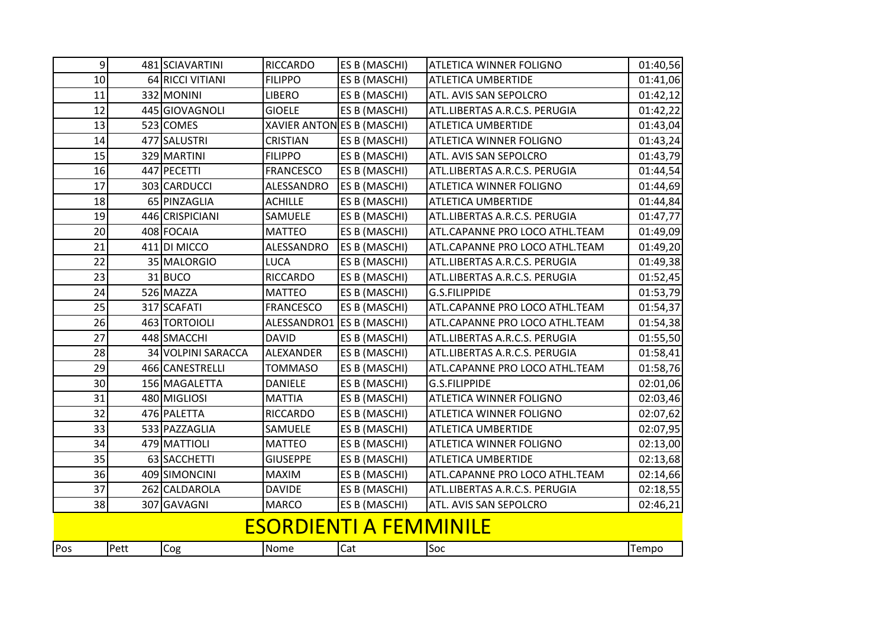| | | | | | | |
|---|---|---|---|---|---|---|
| 9 | 481 | SCIAVARTINI | RICCARDO | ES B (MASCHI) | ATLETICA WINNER FOLIGNO | 01:40,56 |
| 10 | 64 | RICCI VITIANI | FILIPPO | ES B (MASCHI) | ATLETICA UMBERTIDE | 01:41,06 |
| 11 | 332 | MONINI | LIBERO | ES B (MASCHI) | ATL. AVIS SAN SEPOLCRO | 01:42,12 |
| 12 | 445 | GIOVAGNOLI | GIOELE | ES B (MASCHI) | ATL.LIBERTAS A.R.C.S. PERUGIA | 01:42,22 |
| 13 | 523 | COMES | XAVIER ANTON | ES B (MASCHI) | ATLETICA UMBERTIDE | 01:43,04 |
| 14 | 477 | SALUSTRI | CRISTIAN | ES B (MASCHI) | ATLETICA WINNER FOLIGNO | 01:43,24 |
| 15 | 329 | MARTINI | FILIPPO | ES B (MASCHI) | ATL. AVIS SAN SEPOLCRO | 01:43,79 |
| 16 | 447 | PECETTI | FRANCESCO | ES B (MASCHI) | ATL.LIBERTAS A.R.C.S. PERUGIA | 01:44,54 |
| 17 | 303 | CARDUCCI | ALESSANDRO | ES B (MASCHI) | ATLETICA WINNER FOLIGNO | 01:44,69 |
| 18 | 65 | PINZAGLIA | ACHILLE | ES B (MASCHI) | ATLETICA UMBERTIDE | 01:44,84 |
| 19 | 446 | CRISPICIANI | SAMUELE | ES B (MASCHI) | ATL.LIBERTAS A.R.C.S. PERUGIA | 01:47,77 |
| 20 | 408 | FOCAIA | MATTEO | ES B (MASCHI) | ATL.CAPANNE PRO LOCO ATHL.TEAM | 01:49,09 |
| 21 | 411 | DI MICCO | ALESSANDRO | ES B (MASCHI) | ATL.CAPANNE PRO LOCO ATHL.TEAM | 01:49,20 |
| 22 | 35 | MALORGIO | LUCA | ES B (MASCHI) | ATL.LIBERTAS A.R.C.S. PERUGIA | 01:49,38 |
| 23 | 31 | BUCO | RICCARDO | ES B (MASCHI) | ATL.LIBERTAS A.R.C.S. PERUGIA | 01:52,45 |
| 24 | 526 | MAZZA | MATTEO | ES B (MASCHI) | G.S.FILIPPIDE | 01:53,79 |
| 25 | 317 | SCAFATI | FRANCESCO | ES B (MASCHI) | ATL.CAPANNE PRO LOCO ATHL.TEAM | 01:54,37 |
| 26 | 463 | TORTOIOLI | ALESSANDRO1 | ES B (MASCHI) | ATL.CAPANNE PRO LOCO ATHL.TEAM | 01:54,38 |
| 27 | 448 | SMACCHI | DAVID | ES B (MASCHI) | ATL.LIBERTAS A.R.C.S. PERUGIA | 01:55,50 |
| 28 | 34 | VOLPINI SARACCA | ALEXANDER | ES B (MASCHI) | ATL.LIBERTAS A.R.C.S. PERUGIA | 01:58,41 |
| 29 | 466 | CANESTRELLI | TOMMASO | ES B (MASCHI) | ATL.CAPANNE PRO LOCO ATHL.TEAM | 01:58,76 |
| 30 | 156 | MAGALETTA | DANIELE | ES B (MASCHI) | G.S.FILIPPIDE | 02:01,06 |
| 31 | 480 | MIGLIOSI | MATTIA | ES B (MASCHI) | ATLETICA WINNER FOLIGNO | 02:03,46 |
| 32 | 476 | PALETTA | RICCARDO | ES B (MASCHI) | ATLETICA WINNER FOLIGNO | 02:07,62 |
| 33 | 533 | PAZZAGLIA | SAMUELE | ES B (MASCHI) | ATLETICA UMBERTIDE | 02:07,95 |
| 34 | 479 | MATTIOLI | MATTEO | ES B (MASCHI) | ATLETICA WINNER FOLIGNO | 02:13,00 |
| 35 | 63 | SACCHETTI | GIUSEPPE | ES B (MASCHI) | ATLETICA UMBERTIDE | 02:13,68 |
| 36 | 409 | SIMONCINI | MAXIM | ES B (MASCHI) | ATL.CAPANNE PRO LOCO ATHL.TEAM | 02:14,66 |
| 37 | 262 | CALDAROLA | DAVIDE | ES B (MASCHI) | ATL.LIBERTAS A.R.C.S. PERUGIA | 02:18,55 |
| 38 | 307 | GAVAGNI | MARCO | ES B (MASCHI) | ATL. AVIS SAN SEPOLCRO | 02:46,21 |

## ESORDIENTI A FEMMINILE

| Pos | Pett | Cog | Nome | Cat | Soc | Tempo |
|---|---|---|---|---|---|---|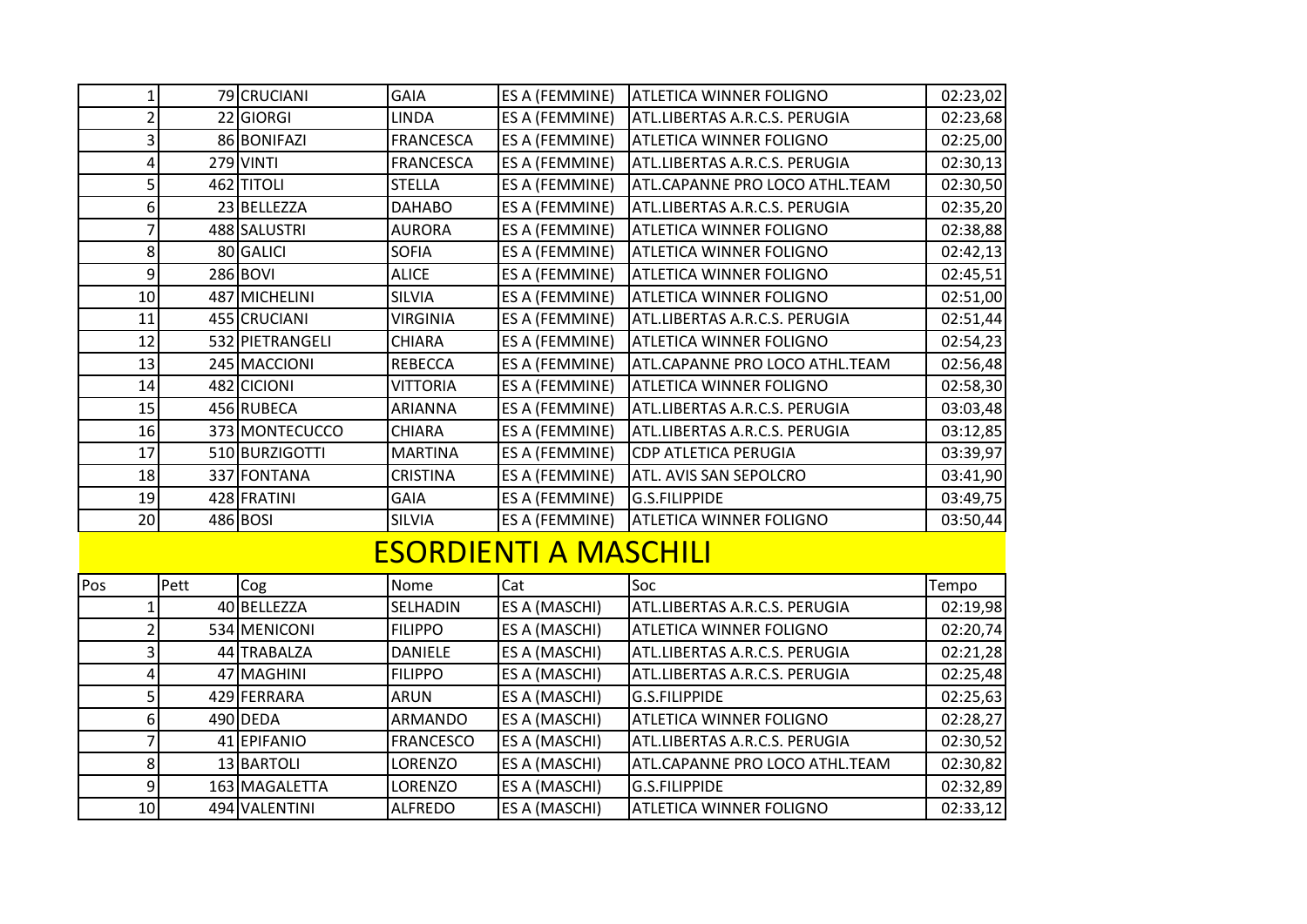| | | | | | | |
|---|---|---|---|---|---|---|
| 1 | 79 | CRUCIANI | GAIA | ES A (FEMMINE) | ATLETICA WINNER FOLIGNO | 02:23,02 |
| 2 | 22 | GIORGI | LINDA | ES A (FEMMINE) | ATL.LIBERTAS A.R.C.S. PERUGIA | 02:23,68 |
| 3 | 86 | BONIFAZI | FRANCESCA | ES A (FEMMINE) | ATLETICA WINNER FOLIGNO | 02:25,00 |
| 4 | 279 | VINTI | FRANCESCA | ES A (FEMMINE) | ATL.LIBERTAS A.R.C.S. PERUGIA | 02:30,13 |
| 5 | 462 | TITOLI | STELLA | ES A (FEMMINE) | ATL.CAPANNE PRO LOCO ATHL.TEAM | 02:30,50 |
| 6 | 23 | BELLEZZA | DAHABO | ES A (FEMMINE) | ATL.LIBERTAS A.R.C.S. PERUGIA | 02:35,20 |
| 7 | 488 | SALUSTRI | AURORA | ES A (FEMMINE) | ATLETICA WINNER FOLIGNO | 02:38,88 |
| 8 | 80 | GALICI | SOFIA | ES A (FEMMINE) | ATLETICA WINNER FOLIGNO | 02:42,13 |
| 9 | 286 | BOVI | ALICE | ES A (FEMMINE) | ATLETICA WINNER FOLIGNO | 02:45,51 |
| 10 | 487 | MICHELINI | SILVIA | ES A (FEMMINE) | ATLETICA WINNER FOLIGNO | 02:51,00 |
| 11 | 455 | CRUCIANI | VIRGINIA | ES A (FEMMINE) | ATL.LIBERTAS A.R.C.S. PERUGIA | 02:51,44 |
| 12 | 532 | PIETRANGELI | CHIARA | ES A (FEMMINE) | ATLETICA WINNER FOLIGNO | 02:54,23 |
| 13 | 245 | MACCIONI | REBECCA | ES A (FEMMINE) | ATL.CAPANNE PRO LOCO ATHL.TEAM | 02:56,48 |
| 14 | 482 | CICIONI | VITTORIA | ES A (FEMMINE) | ATLETICA WINNER FOLIGNO | 02:58,30 |
| 15 | 456 | RUBECA | ARIANNA | ES A (FEMMINE) | ATL.LIBERTAS A.R.C.S. PERUGIA | 03:03,48 |
| 16 | 373 | MONTECUCCO | CHIARA | ES A (FEMMINE) | ATL.LIBERTAS A.R.C.S. PERUGIA | 03:12,85 |
| 17 | 510 | BURZIGOTTI | MARTINA | ES A (FEMMINE) | CDP ATLETICA PERUGIA | 03:39,97 |
| 18 | 337 | FONTANA | CRISTINA | ES A (FEMMINE) | ATL. AVIS SAN SEPOLCRO | 03:41,90 |
| 19 | 428 | FRATINI | GAIA | ES A (FEMMINE) | G.S.FILIPPIDE | 03:49,75 |
| 20 | 486 | BOSI | SILVIA | ES A (FEMMINE) | ATLETICA WINNER FOLIGNO | 03:50,44 |

## ESORDIENTI A MASCHILI

| Pos | Pett | Cog | Nome | Cat | Soc | Tempo |
|---|---|---|---|---|---|---|
| 1 | 40 | BELLEZZA | SELHADIN | ES A (MASCHI) | ATL.LIBERTAS A.R.C.S. PERUGIA | 02:19,98 |
| 2 | 534 | MENICONI | FILIPPO | ES A (MASCHI) | ATLETICA WINNER FOLIGNO | 02:20,74 |
| 3 | 44 | TRABALZA | DANIELE | ES A (MASCHI) | ATL.LIBERTAS A.R.C.S. PERUGIA | 02:21,28 |
| 4 | 47 | MAGHINI | FILIPPO | ES A (MASCHI) | ATL.LIBERTAS A.R.C.S. PERUGIA | 02:25,48 |
| 5 | 429 | FERRARA | ARUN | ES A (MASCHI) | G.S.FILIPPIDE | 02:25,63 |
| 6 | 490 | DEDA | ARMANDO | ES A (MASCHI) | ATLETICA WINNER FOLIGNO | 02:28,27 |
| 7 | 41 | EPIFANIO | FRANCESCO | ES A (MASCHI) | ATL.LIBERTAS A.R.C.S. PERUGIA | 02:30,52 |
| 8 | 13 | BARTOLI | LORENZO | ES A (MASCHI) | ATL.CAPANNE PRO LOCO ATHL.TEAM | 02:30,82 |
| 9 | 163 | MAGALETTA | LORENZO | ES A (MASCHI) | G.S.FILIPPIDE | 02:32,89 |
| 10 | 494 | VALENTINI | ALFREDO | ES A (MASCHI) | ATLETICA WINNER FOLIGNO | 02:33,12 |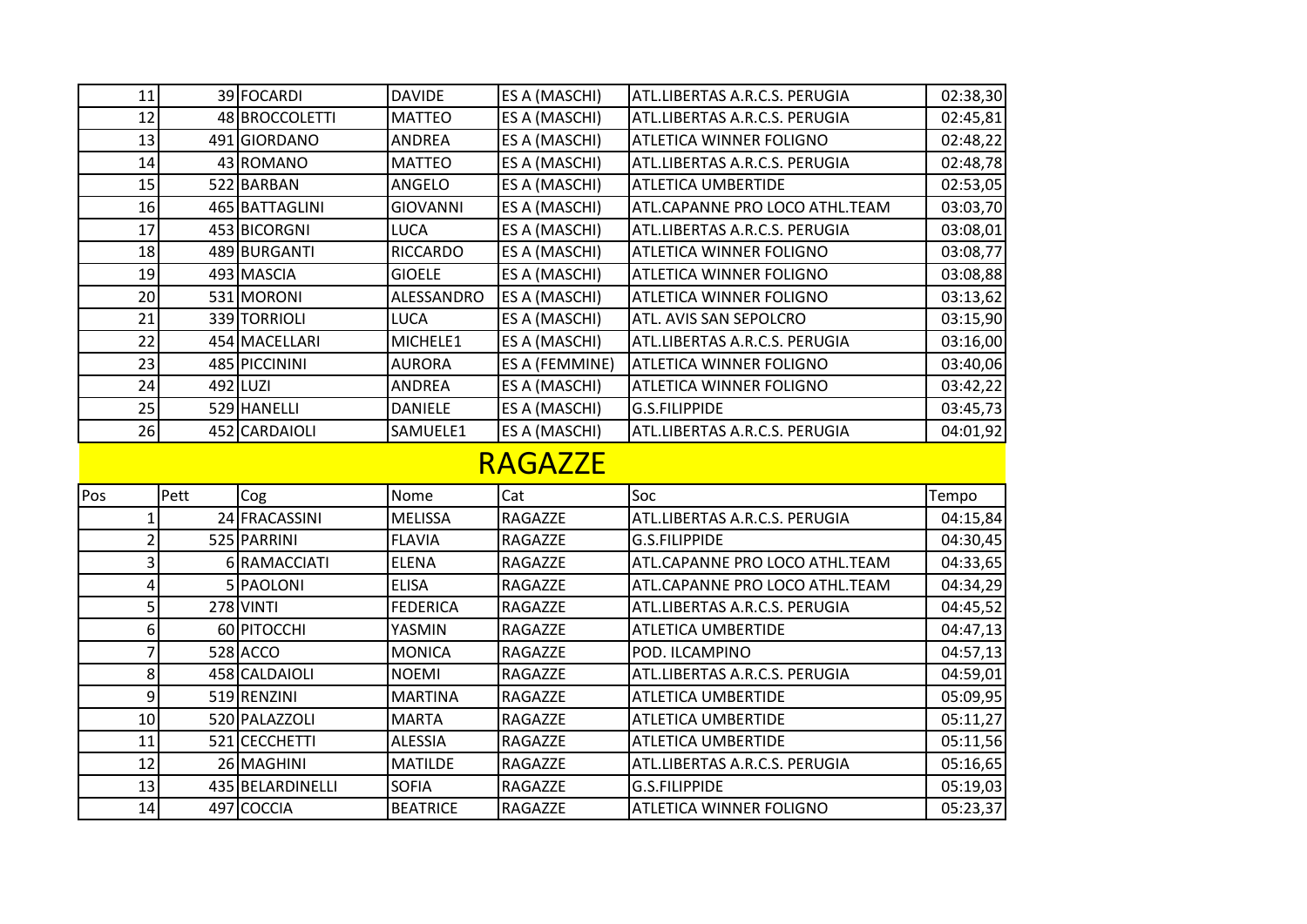| | | | | | | |
|---|---|---|---|---|---|---|
| 11 | 39 | FOCARDI | DAVIDE | ES A (MASCHI) | ATL.LIBERTAS A.R.C.S. PERUGIA | 02:38,30 |
| 12 | 48 | BROCCOLETTI | MATTEO | ES A (MASCHI) | ATL.LIBERTAS A.R.C.S. PERUGIA | 02:45,81 |
| 13 | 491 | GIORDANO | ANDREA | ES A (MASCHI) | ATLETICA WINNER FOLIGNO | 02:48,22 |
| 14 | 43 | ROMANO | MATTEO | ES A (MASCHI) | ATL.LIBERTAS A.R.C.S. PERUGIA | 02:48,78 |
| 15 | 522 | BARBAN | ANGELO | ES A (MASCHI) | ATLETICA UMBERTIDE | 02:53,05 |
| 16 | 465 | BATTAGLINI | GIOVANNI | ES A (MASCHI) | ATL.CAPANNE PRO LOCO ATHL.TEAM | 03:03,70 |
| 17 | 453 | BICORGNI | LUCA | ES A (MASCHI) | ATL.LIBERTAS A.R.C.S. PERUGIA | 03:08,01 |
| 18 | 489 | BURGANTI | RICCARDO | ES A (MASCHI) | ATLETICA WINNER FOLIGNO | 03:08,77 |
| 19 | 493 | MASCIA | GIOELE | ES A (MASCHI) | ATLETICA WINNER FOLIGNO | 03:08,88 |
| 20 | 531 | MORONI | ALESSANDRO | ES A (MASCHI) | ATLETICA WINNER FOLIGNO | 03:13,62 |
| 21 | 339 | TORRIOLI | LUCA | ES A (MASCHI) | ATL. AVIS SAN SEPOLCRO | 03:15,90 |
| 22 | 454 | MACELLARI | MICHELE1 | ES A (MASCHI) | ATL.LIBERTAS A.R.C.S. PERUGIA | 03:16,00 |
| 23 | 485 | PICCININI | AURORA | ES A (FEMMINE) | ATLETICA WINNER FOLIGNO | 03:40,06 |
| 24 | 492 | LUZI | ANDREA | ES A (MASCHI) | ATLETICA WINNER FOLIGNO | 03:42,22 |
| 25 | 529 | HANELLI | DANIELE | ES A (MASCHI) | G.S.FILIPPIDE | 03:45,73 |
| 26 | 452 | CARDAIOLI | SAMUELE1 | ES A (MASCHI) | ATL.LIBERTAS A.R.C.S. PERUGIA | 04:01,92 |

## RAGAZZE

| Pos | Pett | Cog | Nome | Cat | Soc | Tempo |
|---|---|---|---|---|---|---|
| 1 | 24 | FRACASSINI | MELISSA | RAGAZZE | ATL.LIBERTAS A.R.C.S. PERUGIA | 04:15,84 |
| 2 | 525 | PARRINI | FLAVIA | RAGAZZE | G.S.FILIPPIDE | 04:30,45 |
| 3 | 6 | RAMACCIATI | ELENA | RAGAZZE | ATL.CAPANNE PRO LOCO ATHL.TEAM | 04:33,65 |
| 4 | 5 | PAOLONI | ELISA | RAGAZZE | ATL.CAPANNE PRO LOCO ATHL.TEAM | 04:34,29 |
| 5 | 278 | VINTI | FEDERICA | RAGAZZE | ATL.LIBERTAS A.R.C.S. PERUGIA | 04:45,52 |
| 6 | 60 | PITOCCHI | YASMIN | RAGAZZE | ATLETICA UMBERTIDE | 04:47,13 |
| 7 | 528 | ACCO | MONICA | RAGAZZE | POD. ILCAMPINO | 04:57,13 |
| 8 | 458 | CALDAIOLI | NOEMI | RAGAZZE | ATL.LIBERTAS A.R.C.S. PERUGIA | 04:59,01 |
| 9 | 519 | RENZINI | MARTINA | RAGAZZE | ATLETICA UMBERTIDE | 05:09,95 |
| 10 | 520 | PALAZZOLI | MARTA | RAGAZZE | ATLETICA UMBERTIDE | 05:11,27 |
| 11 | 521 | CECCHETTI | ALESSIA | RAGAZZE | ATLETICA UMBERTIDE | 05:11,56 |
| 12 | 26 | MAGHINI | MATILDE | RAGAZZE | ATL.LIBERTAS A.R.C.S. PERUGIA | 05:16,65 |
| 13 | 435 | BELARDINELLI | SOFIA | RAGAZZE | G.S.FILIPPIDE | 05:19,03 |
| 14 | 497 | COCCIA | BEATRICE | RAGAZZE | ATLETICA WINNER FOLIGNO | 05:23,37 |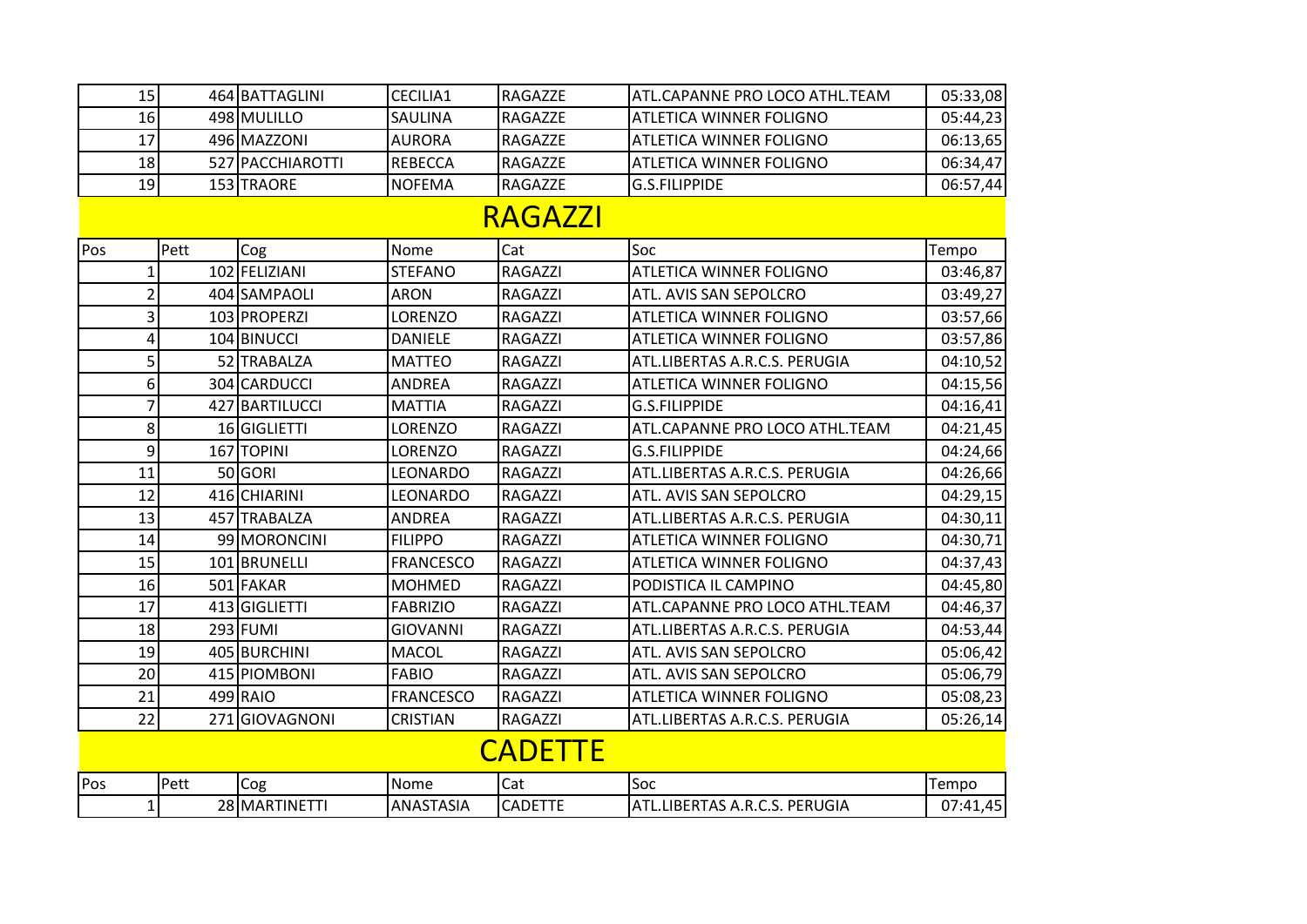| | | | | | | |
|---|---|---|---|---|---|---|
| 15 | 464 | BATTAGLINI | CECILIA1 | RAGAZZE | ATL.CAPANNE PRO LOCO ATHL.TEAM | 05:33,08 |
| 16 | 498 | MULILLO | SAULINA | RAGAZZE | ATLETICA WINNER FOLIGNO | 05:44,23 |
| 17 | 496 | MAZZONI | AURORA | RAGAZZE | ATLETICA WINNER FOLIGNO | 06:13,65 |
| 18 | 527 | PACCHIAROTTI | REBECCA | RAGAZZE | ATLETICA WINNER FOLIGNO | 06:34,47 |
| 19 | 153 | TRAORE | NOFEMA | RAGAZZE | G.S.FILIPPIDE | 06:57,44 |

## RAGAZZI

| Pos | Pett | Cog | Nome | Cat | Soc | Tempo |
|---|---|---|---|---|---|---|
| 1 | 102 | FELIZIANI | STEFANO | RAGAZZI | ATLETICA WINNER FOLIGNO | 03:46,87 |
| 2 | 404 | SAMPAOLI | ARON | RAGAZZI | ATL. AVIS SAN SEPOLCRO | 03:49,27 |
| 3 | 103 | PROPERZI | LORENZO | RAGAZZI | ATLETICA WINNER FOLIGNO | 03:57,66 |
| 4 | 104 | BINUCCI | DANIELE | RAGAZZI | ATLETICA WINNER FOLIGNO | 03:57,86 |
| 5 | 52 | TRABALZA | MATTEO | RAGAZZI | ATL.LIBERTAS A.R.C.S. PERUGIA | 04:10,52 |
| 6 | 304 | CARDUCCI | ANDREA | RAGAZZI | ATLETICA WINNER FOLIGNO | 04:15,56 |
| 7 | 427 | BARTILUCCI | MATTIA | RAGAZZI | G.S.FILIPPIDE | 04:16,41 |
| 8 | 16 | GIGLIETTI | LORENZO | RAGAZZI | ATL.CAPANNE PRO LOCO ATHL.TEAM | 04:21,45 |
| 9 | 167 | TOPINI | LORENZO | RAGAZZI | G.S.FILIPPIDE | 04:24,66 |
| 11 | 50 | GORI | LEONARDO | RAGAZZI | ATL.LIBERTAS A.R.C.S. PERUGIA | 04:26,66 |
| 12 | 416 | CHIARINI | LEONARDO | RAGAZZI | ATL. AVIS SAN SEPOLCRO | 04:29,15 |
| 13 | 457 | TRABALZA | ANDREA | RAGAZZI | ATL.LIBERTAS A.R.C.S. PERUGIA | 04:30,11 |
| 14 | 99 | MORONCINI | FILIPPO | RAGAZZI | ATLETICA WINNER FOLIGNO | 04:30,71 |
| 15 | 101 | BRUNELLI | FRANCESCO | RAGAZZI | ATLETICA WINNER FOLIGNO | 04:37,43 |
| 16 | 501 | FAKAR | MOHMED | RAGAZZI | PODISTICA IL CAMPINO | 04:45,80 |
| 17 | 413 | GIGLIETTI | FABRIZIO | RAGAZZI | ATL.CAPANNE PRO LOCO ATHL.TEAM | 04:46,37 |
| 18 | 293 | FUMI | GIOVANNI | RAGAZZI | ATL.LIBERTAS A.R.C.S. PERUGIA | 04:53,44 |
| 19 | 405 | BURCHINI | MACOL | RAGAZZI | ATL. AVIS SAN SEPOLCRO | 05:06,42 |
| 20 | 415 | PIOMBONI | FABIO | RAGAZZI | ATL. AVIS SAN SEPOLCRO | 05:06,79 |
| 21 | 499 | RAIO | FRANCESCO | RAGAZZI | ATLETICA WINNER FOLIGNO | 05:08,23 |
| 22 | 271 | GIOVAGNONI | CRISTIAN | RAGAZZI | ATL.LIBERTAS A.R.C.S. PERUGIA | 05:26,14 |

## CADETTE

| Pos | Pett | Cog | Nome | Cat | Soc | Tempo |
|---|---|---|---|---|---|---|
| 1 | 28 | MARTINETTI | ANASTASIA | CADETTE | ATL.LIBERTAS A.R.C.S. PERUGIA | 07:41,45 |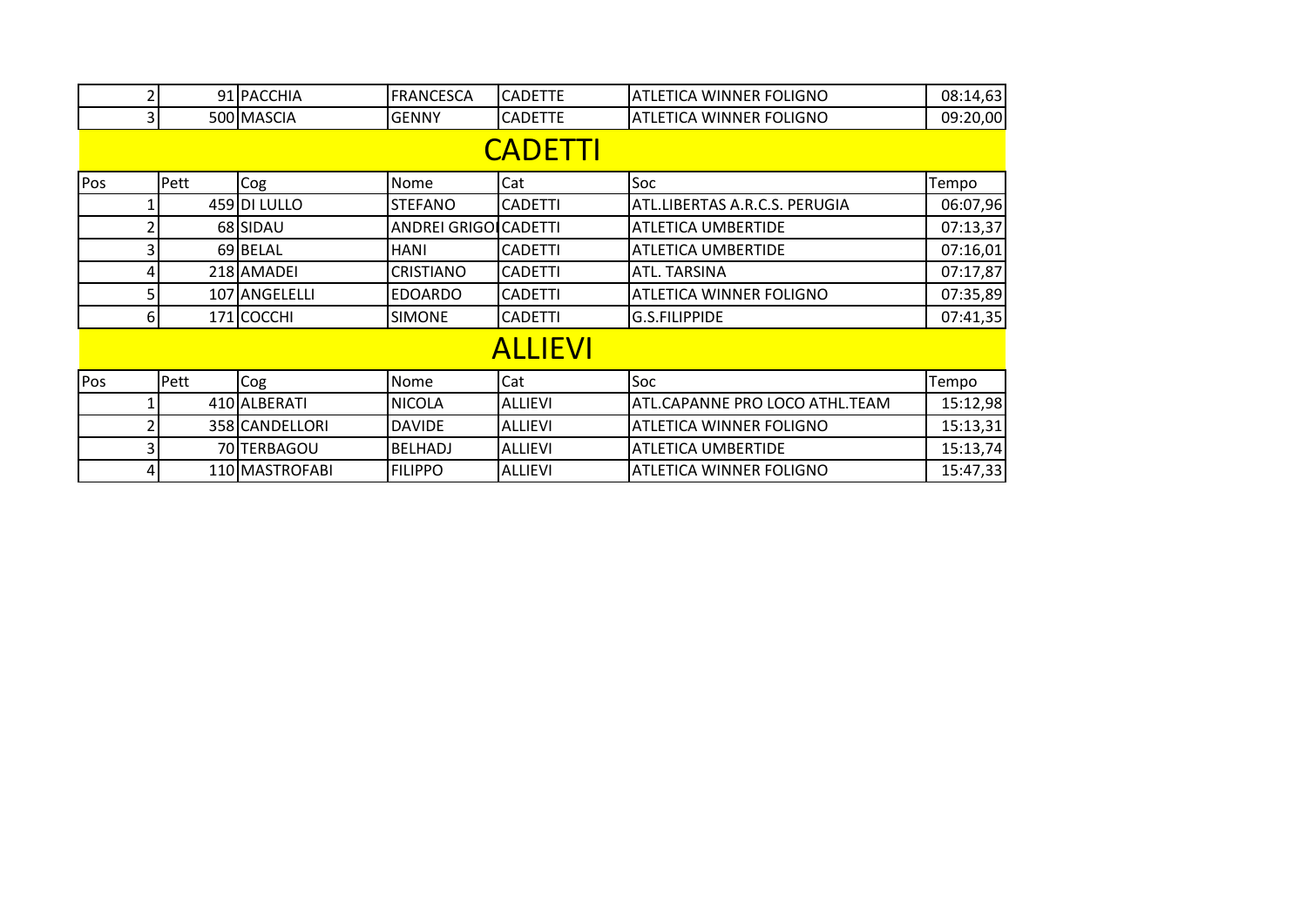| | | | | | | |
|---|---|---|---|---|---|---|
| 2 | 91 | PACCHIA | FRANCESCA | CADETTE | ATLETICA WINNER FOLIGNO | 08:14,63 |
| 3 | 500 | MASCIA | GENNY | CADETTE | ATLETICA WINNER FOLIGNO | 09:20,00 |

## CADETTI

| Pos | Pett | Cog | Nome | Cat | Soc | Tempo |
|---|---|---|---|---|---|---|
| 1 | 459 | DI LULLO | STEFANO | CADETTI | ATL.LIBERTAS A.R.C.S. PERUGIA | 06:07,96 |
| 2 | 68 | SIDAU | ANDREI GRIGO | CADETTI | ATLETICA UMBERTIDE | 07:13,37 |
| 3 | 69 | BELAL | HANI | CADETTI | ATLETICA UMBERTIDE | 07:16,01 |
| 4 | 218 | AMADEI | CRISTIANO | CADETTI | ATL. TARSINA | 07:17,87 |
| 5 | 107 | ANGELELLI | EDOARDO | CADETTI | ATLETICA WINNER FOLIGNO | 07:35,89 |
| 6 | 171 | COCCHI | SIMONE | CADETTI | G.S.FILIPPIDE | 07:41,35 |

## ALLIEVI

| Pos | Pett | Cog | Nome | Cat | Soc | Tempo |
|---|---|---|---|---|---|---|
| 1 | 410 | ALBERATI | NICOLA | ALLIEVI | ATL.CAPANNE PRO LOCO ATHL.TEAM | 15:12,98 |
| 2 | 358 | CANDELLORI | DAVIDE | ALLIEVI | ATLETICA WINNER FOLIGNO | 15:13,31 |
| 3 | 70 | TERBAGOU | BELHADJ | ALLIEVI | ATLETICA UMBERTIDE | 15:13,74 |
| 4 | 110 | MASTROFABI | FILIPPO | ALLIEVI | ATLETICA WINNER FOLIGNO | 15:47,33 |